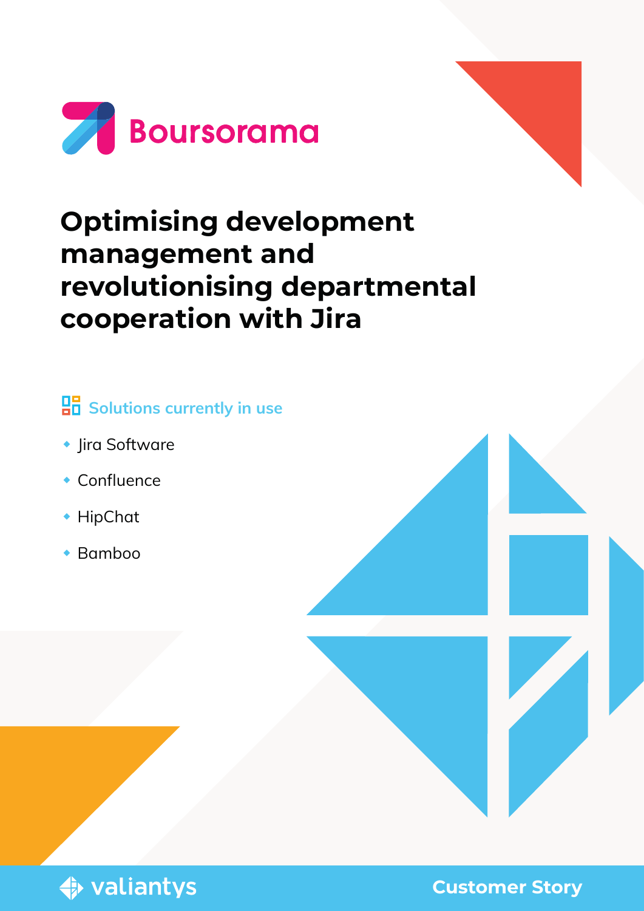Boursorama

# Optimising development management and revolutionising departmental cooperation with Jira

## Solutions currently in use

- Jira Software
- Confluence
- HipChat
- Bamboo

valiantys

Customer Story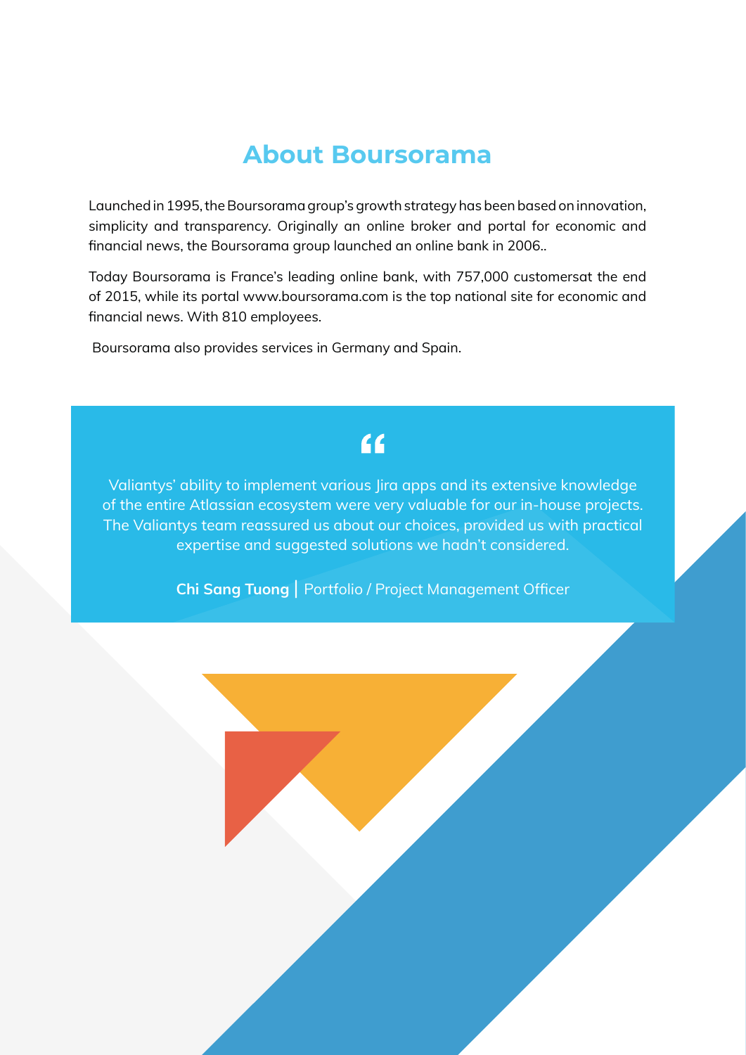## About Boursorama

Launched in 1995, the Boursorama group's growth strategy has been based on innovation, simplicity and transparency. Originally an online broker and portal for economic and financial news, the Boursorama group launched an online bank in 2006..

Today Boursorama is France's leading online bank, with 757,000 customersat the end of 2015, while its portal www.boursorama.com is the top national site for economic and financial news. With 810 employees.

Boursorama also provides services in Germany and Spain.

> "
>
> Valiantys' ability to implement various Jira apps and its extensive knowledge of the entire Atlassian ecosystem were very valuable for our in-house projects. The Valiantys team reassured us about our choices, provided us with practical expertise and suggested solutions we hadn't considered.
>
> **Chi Sang Tuong** | Portfolio / Project Management Officer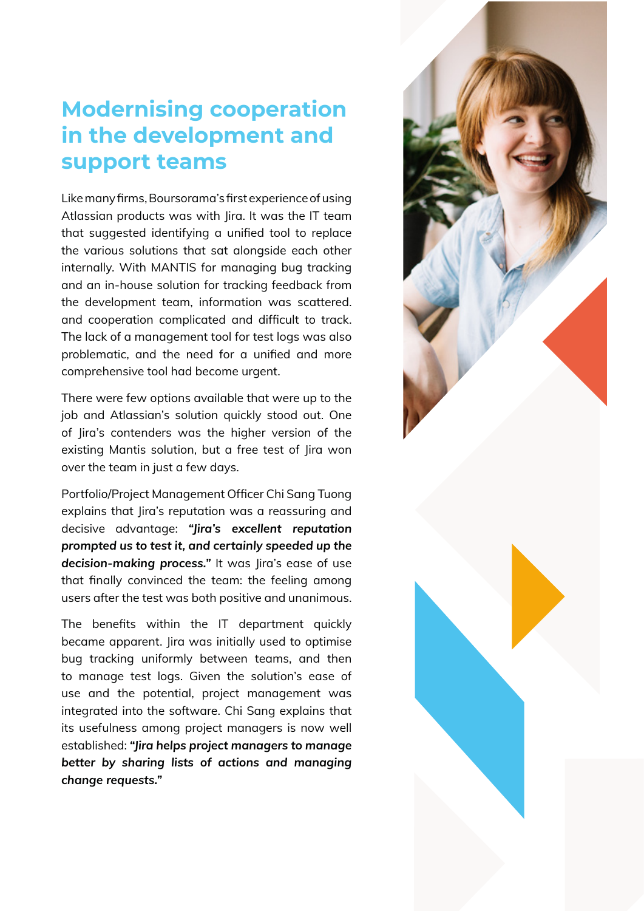# Modernising cooperation in the development and support teams

Like many firms, Boursorama's first experience of using Atlassian products was with Jira. It was the IT team that suggested identifying a unified tool to replace the various solutions that sat alongside each other internally. With MANTIS for managing bug tracking and an in-house solution for tracking feedback from the development team, information was scattered. and cooperation complicated and difficult to track. The lack of a management tool for test logs was also problematic, and the need for a unified and more comprehensive tool had become urgent.

There were few options available that were up to the job and Atlassian's solution quickly stood out. One of Jira's contenders was the higher version of the existing Mantis solution, but a free test of Jira won over the team in just a few days.

Portfolio/Project Management Officer Chi Sang Tuong explains that Jira's reputation was a reassuring and decisive advantage: ***"Jira's excellent reputation prompted us to test it, and certainly speeded up the decision-making process."*** It was Jira's ease of use that finally convinced the team: the feeling among users after the test was both positive and unanimous.

The benefits within the IT department quickly became apparent. Jira was initially used to optimise bug tracking uniformly between teams, and then to manage test logs. Given the solution's ease of use and the potential, project management was integrated into the software. Chi Sang explains that its usefulness among project managers is now well established: ***"Jira helps project managers to manage better by sharing lists of actions and managing change requests."***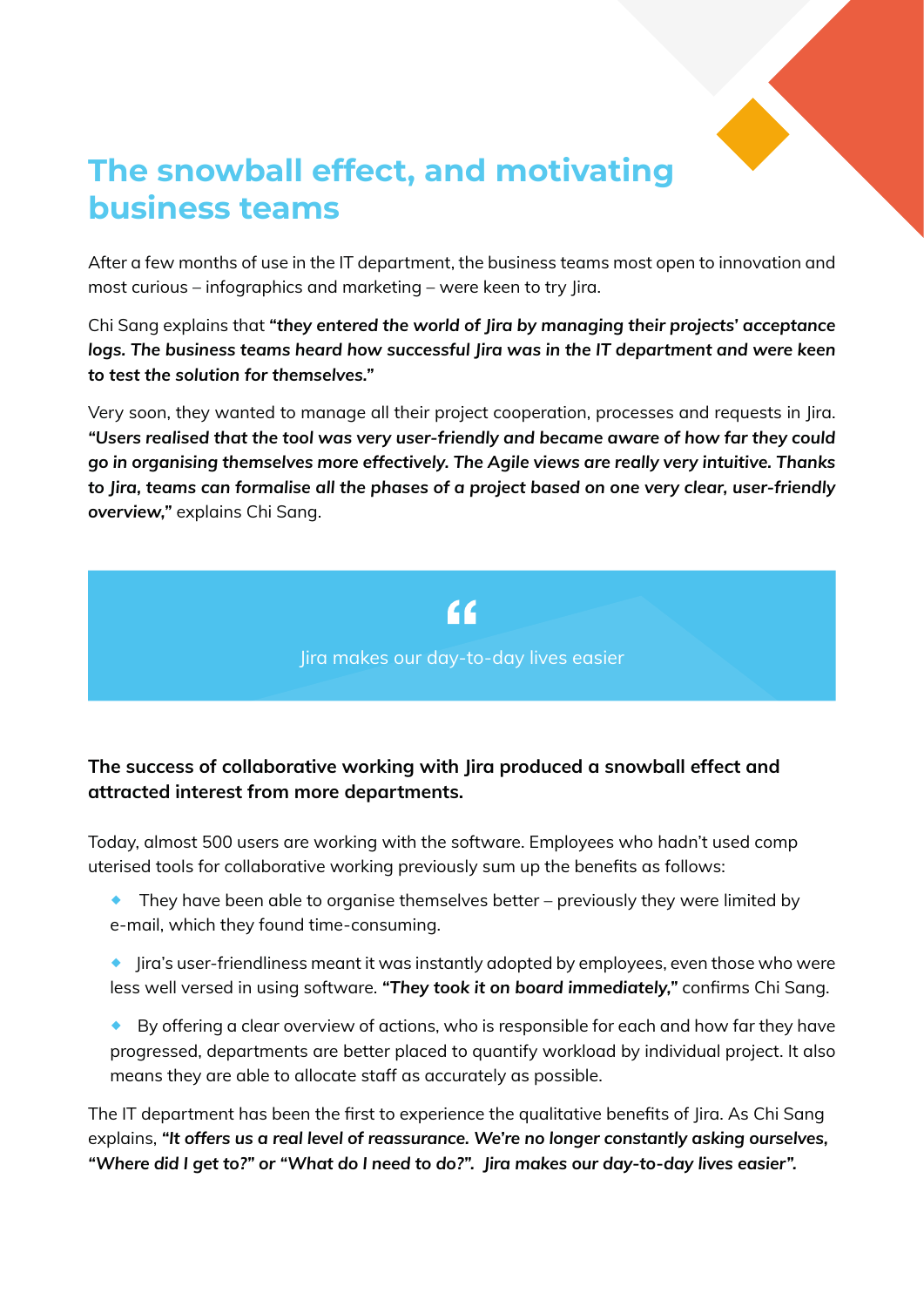# The snowball effect, and motivating business teams

After a few months of use in the IT department, the business teams most open to innovation and most curious – infographics and marketing – were keen to try Jira.

Chi Sang explains that ***"they entered the world of Jira by managing their projects' acceptance logs. The business teams heard how successful Jira was in the IT department and were keen to test the solution for themselves."***

Very soon, they wanted to manage all their project cooperation, processes and requests in Jira. ***"Users realised that the tool was very user-friendly and became aware of how far they could go in organising themselves more effectively. The Agile views are really very intuitive. Thanks to Jira, teams can formalise all the phases of a project based on one very clear, user-friendly overview,"*** explains Chi Sang.

> Jira makes our day-to-day lives easier

**The success of collaborative working with Jira produced a snowball effect and attracted interest from more departments.**

Today, almost 500 users are working with the software. Employees who hadn't used comp uterised tools for collaborative working previously sum up the benefits as follows:

- They have been able to organise themselves better – previously they were limited by e-mail, which they found time-consuming.
- Jira's user-friendliness meant it was instantly adopted by employees, even those who were less well versed in using software. ***"They took it on board immediately,"*** confirms Chi Sang.
- By offering a clear overview of actions, who is responsible for each and how far they have progressed, departments are better placed to quantify workload by individual project. It also means they are able to allocate staff as accurately as possible.

The IT department has been the first to experience the qualitative benefits of Jira. As Chi Sang explains, ***"It offers us a real level of reassurance. We're no longer constantly asking ourselves, "Where did I get to?" or "What do I need to do?". Jira makes our day-to-day lives easier".***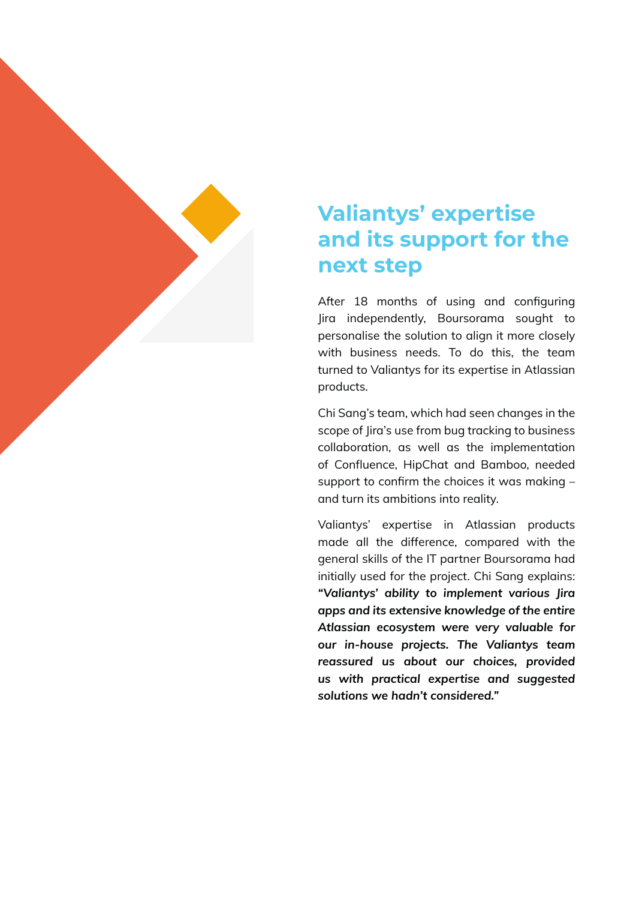## Valiantys' expertise and its support for the next step

After 18 months of using and configuring Jira independently, Boursorama sought to personalise the solution to align it more closely with business needs. To do this, the team turned to Valiantys for its expertise in Atlassian products.

Chi Sang's team, which had seen changes in the scope of Jira's use from bug tracking to business collaboration, as well as the implementation of Confluence, HipChat and Bamboo, needed support to confirm the choices it was making – and turn its ambitions into reality.

Valiantys' expertise in Atlassian products made all the difference, compared with the general skills of the IT partner Boursorama had initially used for the project. Chi Sang explains: ***"Valiantys' ability to implement various Jira apps and its extensive knowledge of the entire Atlassian ecosystem were very valuable for our in-house projects. The Valiantys team reassured us about our choices, provided us with practical expertise and suggested solutions we hadn't considered."***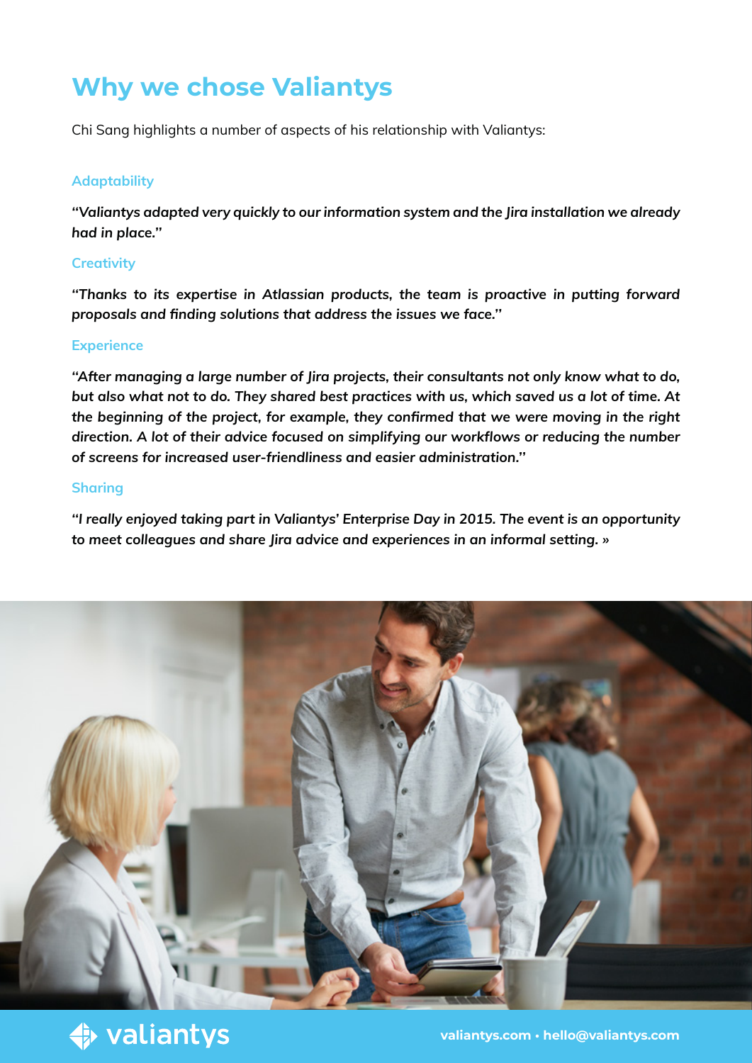# Why we chose Valiantys

Chi Sang highlights a number of aspects of his relationship with Valiantys:

### Adaptability

***"Valiantys adapted very quickly to our information system and the Jira installation we already had in place."***

### Creativity

***"Thanks to its expertise in Atlassian products, the team is proactive in putting forward proposals and finding solutions that address the issues we face."***

### Experience

***"After managing a large number of Jira projects, their consultants not only know what to do, but also what not to do. They shared best practices with us, which saved us a lot of time. At the beginning of the project, for example, they confirmed that we were moving in the right direction. A lot of their advice focused on simplifying our workflows or reducing the number of screens for increased user-friendliness and easier administration."***

### Sharing

***"I really enjoyed taking part in Valiantys' Enterprise Day in 2015. The event is an opportunity to meet colleagues and share Jira advice and experiences in an informal setting. »***

valiantys

valiantys.com • hello@valiantys.com